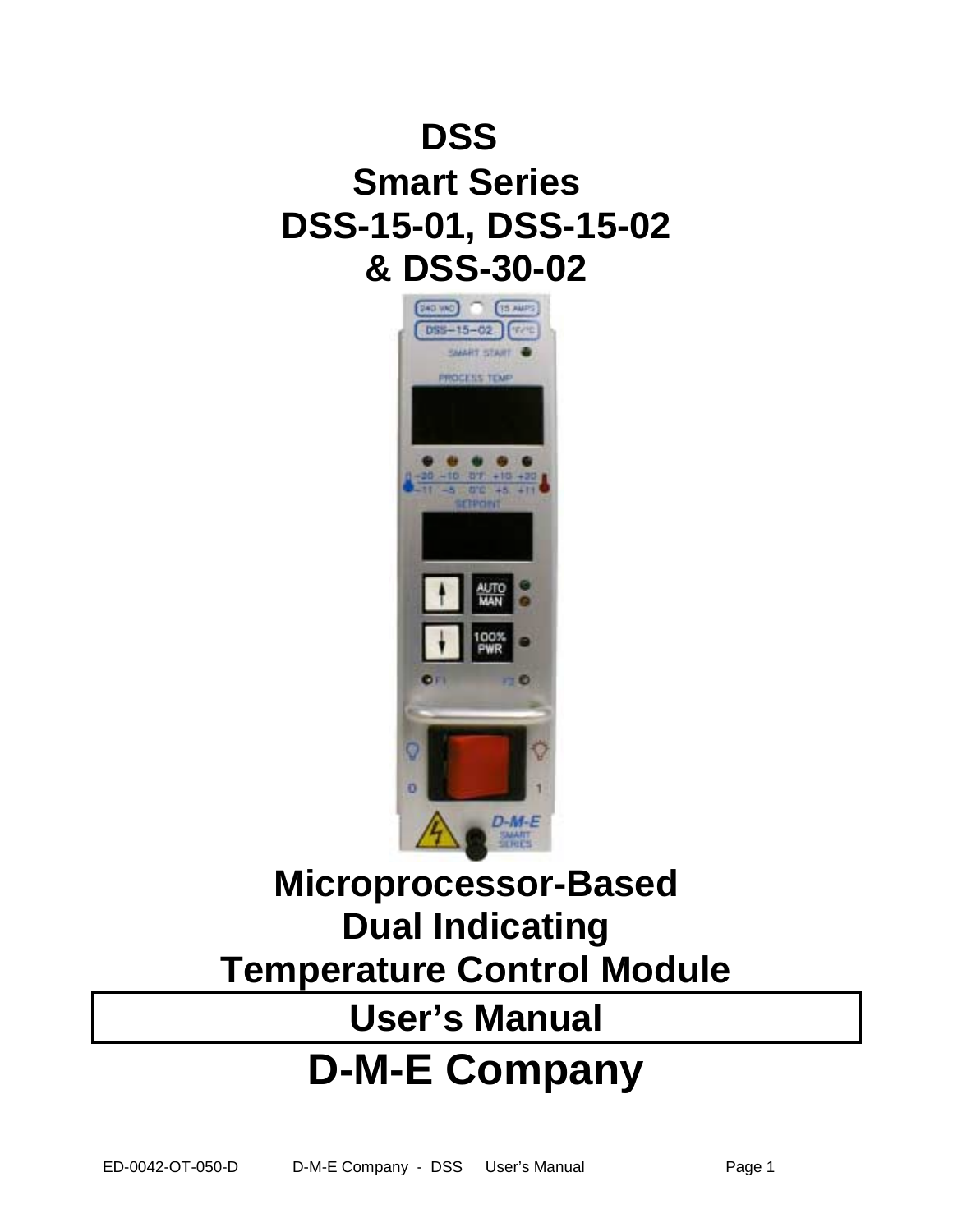# DSS
# Smart Series
# DSS-15-01, DSS-15-02
# & DSS-30-02

## Microprocessor-Based
## Dual Indicating
## Temperature Control Module

## User's Manual

# D-M-E Company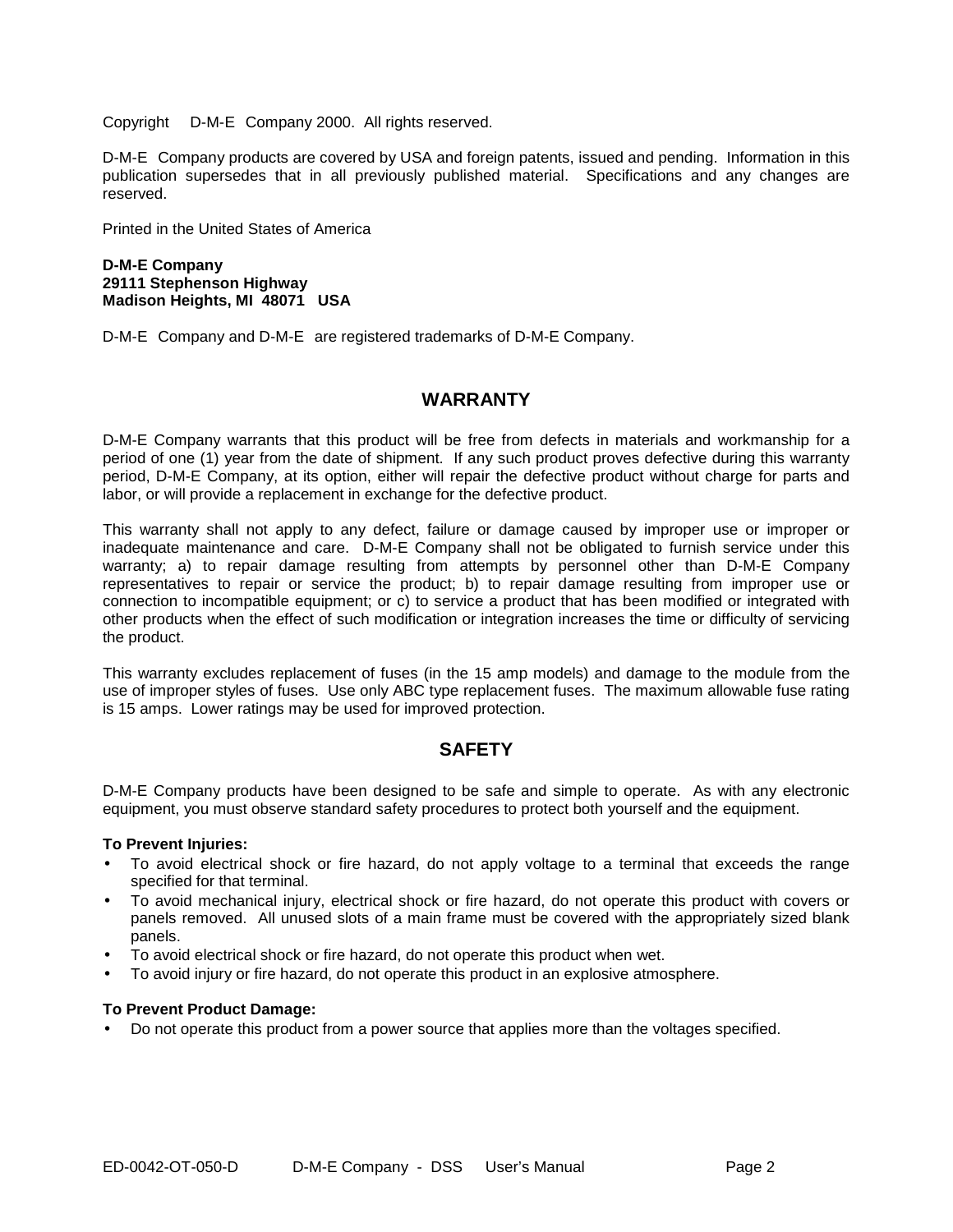Copyright D-M-E Company 2000. All rights reserved.

D-M-E Company products are covered by USA and foreign patents, issued and pending. Information in this publication supersedes that in all previously published material. Specifications and any changes are reserved.

Printed in the United States of America

**D-M-E Company**
**29111 Stephenson Highway**
**Madison Heights, MI 48071 USA**

D-M-E Company and D-M-E are registered trademarks of D-M-E Company.

## WARRANTY

D-M-E Company warrants that this product will be free from defects in materials and workmanship for a period of one (1) year from the date of shipment. If any such product proves defective during this warranty period, D-M-E Company, at its option, either will repair the defective product without charge for parts and labor, or will provide a replacement in exchange for the defective product.

This warranty shall not apply to any defect, failure or damage caused by improper use or improper or inadequate maintenance and care. D-M-E Company shall not be obligated to furnish service under this warranty; a) to repair damage resulting from attempts by personnel other than D-M-E Company representatives to repair or service the product; b) to repair damage resulting from improper use or connection to incompatible equipment; or c) to service a product that has been modified or integrated with other products when the effect of such modification or integration increases the time or difficulty of servicing the product.

This warranty excludes replacement of fuses (in the 15 amp models) and damage to the module from the use of improper styles of fuses. Use only ABC type replacement fuses. The maximum allowable fuse rating is 15 amps. Lower ratings may be used for improved protection.

## SAFETY

D-M-E Company products have been designed to be safe and simple to operate. As with any electronic equipment, you must observe standard safety procedures to protect both yourself and the equipment.

**To Prevent Injuries:**

- To avoid electrical shock or fire hazard, do not apply voltage to a terminal that exceeds the range specified for that terminal.
- To avoid mechanical injury, electrical shock or fire hazard, do not operate this product with covers or panels removed. All unused slots of a main frame must be covered with the appropriately sized blank panels.
- To avoid electrical shock or fire hazard, do not operate this product when wet.
- To avoid injury or fire hazard, do not operate this product in an explosive atmosphere.

**To Prevent Product Damage:**

- Do not operate this product from a power source that applies more than the voltages specified.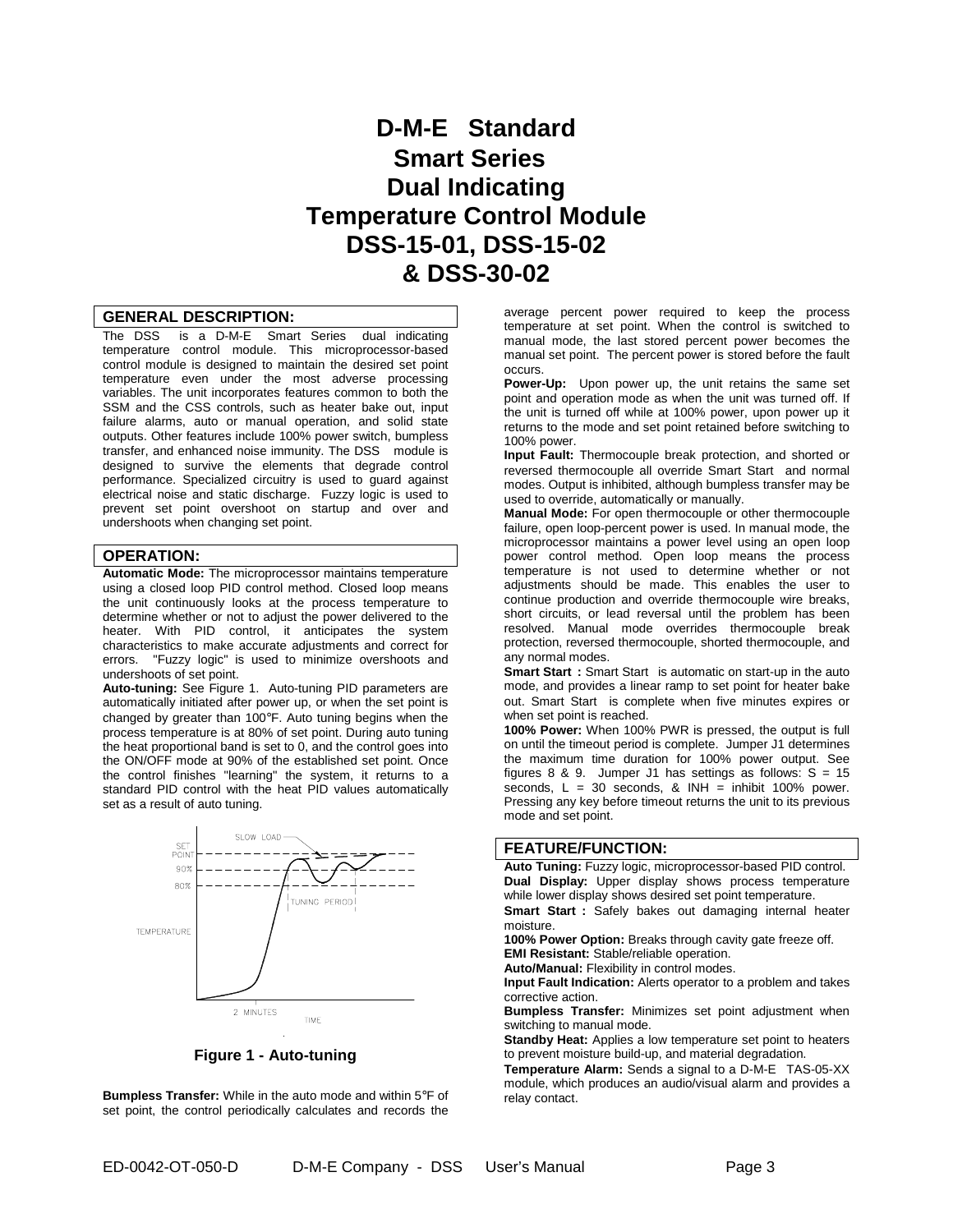# D-M-E Standard Smart Series Dual Indicating Temperature Control Module DSS-15-01, DSS-15-02 & DSS-30-02

## GENERAL DESCRIPTION:

The DSS is a D-M-E Smart Series dual indicating temperature control module. This microprocessor-based control module is designed to maintain the desired set point temperature even under the most adverse processing variables. The unit incorporates features common to both the SSM and the CSS controls, such as heater bake out, input failure alarms, auto or manual operation, and solid state outputs. Other features include 100% power switch, bumpless transfer, and enhanced noise immunity. The DSS module is designed to survive the elements that degrade control performance. Specialized circuitry is used to guard against electrical noise and static discharge. Fuzzy logic is used to prevent set point overshoot on startup and over and undershoots when changing set point.

## OPERATION:

**Automatic Mode:** The microprocessor maintains temperature using a closed loop PID control method. Closed loop means the unit continuously looks at the process temperature to determine whether or not to adjust the power delivered to the heater. With PID control, it anticipates the system characteristics to make accurate adjustments and correct for errors. "Fuzzy logic" is used to minimize overshoots and undershoots of set point.

**Auto-tuning:** See Figure 1. Auto-tuning PID parameters are automatically initiated after power up, or when the set point is changed by greater than 100°F. Auto tuning begins when the process temperature is at 80% of set point. During auto tuning the heat proportional band is set to 0, and the control goes into the ON/OFF mode at 90% of the established set point. Once the control finishes "learning" the system, it returns to a standard PID control with the heat PID values automatically set as a result of auto tuning.

**Figure 1 - Auto-tuning**

**Bumpless Transfer:** While in the auto mode and within 5°F of set point, the control periodically calculates and records the average percent power required to keep the process temperature at set point. When the control is switched to manual mode, the last stored percent power becomes the manual set point. The percent power is stored before the fault occurs.

**Power-Up:** Upon power up, the unit retains the same set point and operation mode as when the unit was turned off. If the unit is turned off while at 100% power, upon power up it returns to the mode and set point retained before switching to 100% power.

**Input Fault:** Thermocouple break protection, and shorted or reversed thermocouple all override Smart Start and normal modes. Output is inhibited, although bumpless transfer may be used to override, automatically or manually.

**Manual Mode:** For open thermocouple or other thermocouple failure, open loop-percent power is used. In manual mode, the microprocessor maintains a power level using an open loop power control method. Open loop means the process temperature is not used to determine whether or not adjustments should be made. This enables the user to continue production and override thermocouple wire breaks, short circuits, or lead reversal until the problem has been resolved. Manual mode overrides thermocouple break protection, reversed thermocouple, shorted thermocouple, and any normal modes.

**Smart Start :** Smart Start is automatic on start-up in the auto mode, and provides a linear ramp to set point for heater bake out. Smart Start is complete when five minutes expires or when set point is reached.

**100% Power:** When 100% PWR is pressed, the output is full on until the timeout period is complete. Jumper J1 determines the maximum time duration for 100% power output. See figures 8 & 9. Jumper J1 has settings as follows: S = 15 seconds, L = 30 seconds, & INH = inhibit 100% power. Pressing any key before timeout returns the unit to its previous mode and set point.

## FEATURE/FUNCTION:

**Auto Tuning:** Fuzzy logic, microprocessor-based PID control.

**Dual Display:** Upper display shows process temperature while lower display shows desired set point temperature.

**Smart Start :** Safely bakes out damaging internal heater moisture.

**100% Power Option:** Breaks through cavity gate freeze off.

**EMI Resistant:** Stable/reliable operation.

**Auto/Manual:** Flexibility in control modes.

**Input Fault Indication:** Alerts operator to a problem and takes corrective action.

**Bumpless Transfer:** Minimizes set point adjustment when switching to manual mode.

**Standby Heat:** Applies a low temperature set point to heaters to prevent moisture build-up, and material degradation.

**Temperature Alarm:** Sends a signal to a D-M-E TAS-05-XX module, which produces an audio/visual alarm and provides a relay contact.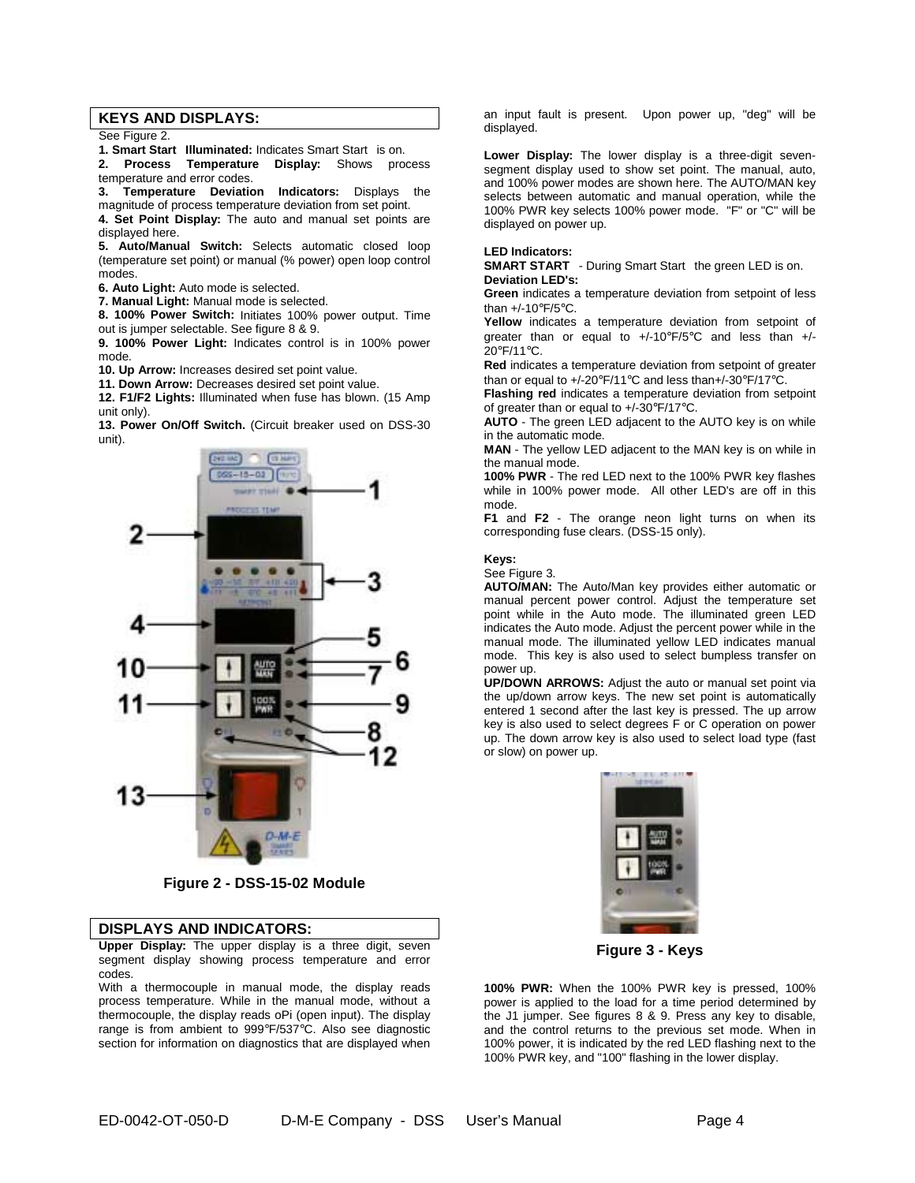## KEYS AND DISPLAYS:

See Figure 2.

**1. Smart Start Illuminated:** Indicates Smart Start is on.

**2. Process Temperature Display:** Shows process temperature and error codes.

**3. Temperature Deviation Indicators:** Displays the magnitude of process temperature deviation from set point.

**4. Set Point Display:** The auto and manual set points are displayed here.

**5. Auto/Manual Switch:** Selects automatic closed loop (temperature set point) or manual (% power) open loop control modes.

**6. Auto Light:** Auto mode is selected.

**7. Manual Light:** Manual mode is selected.

**8. 100% Power Switch:** Initiates 100% power output. Time out is jumper selectable. See figure 8 & 9.

**9. 100% Power Light:** Indicates control is in 100% power mode.

**10. Up Arrow:** Increases desired set point value.

**11. Down Arrow:** Decreases desired set point value.

**12. F1/F2 Lights:** Illuminated when fuse has blown. (15 Amp unit only).

**13. Power On/Off Switch.** (Circuit breaker used on DSS-30 unit).

**Figure 2 - DSS-15-02 Module**

## DISPLAYS AND INDICATORS:

**Upper Display:** The upper display is a three digit, seven segment display showing process temperature and error codes.

With a thermocouple in manual mode, the display reads process temperature. While in the manual mode, without a thermocouple, the display reads oPi (open input). The display range is from ambient to 999°F/537°C. Also see diagnostic section for information on diagnostics that are displayed when an input fault is present. Upon power up, "deg" will be displayed.

**Lower Display:** The lower display is a three-digit seven-segment display used to show set point. The manual, auto, and 100% power modes are shown here. The AUTO/MAN key selects between automatic and manual operation, while the 100% PWR key selects 100% power mode. "F" or "C" will be displayed on power up.

**LED Indicators:**

**SMART START** - During Smart Start the green LED is on.

**Deviation LED's:**

**Green** indicates a temperature deviation from setpoint of less than +/-10°F/5°C.

**Yellow** indicates a temperature deviation from setpoint of greater than or equal to +/-10°F/5°C and less than +/-20°F/11°C.

**Red** indicates a temperature deviation from setpoint of greater than or equal to +/-20°F/11°C and less than+/-30°F/17°C.

**Flashing red** indicates a temperature deviation from setpoint of greater than or equal to +/-30°F/17°C.

**AUTO** - The green LED adjacent to the AUTO key is on while in the automatic mode.

**MAN** - The yellow LED adjacent to the MAN key is on while in the manual mode.

**100% PWR** - The red LED next to the 100% PWR key flashes while in 100% power mode. All other LED's are off in this mode.

**F1** and **F2** - The orange neon light turns on when its corresponding fuse clears. (DSS-15 only).

**Keys:**

See Figure 3.

**AUTO/MAN:** The Auto/Man key provides either automatic or manual percent power control. Adjust the temperature set point while in the Auto mode. The illuminated green LED indicates the Auto mode. Adjust the percent power while in the manual mode. The illuminated yellow LED indicates manual mode. This key is also used to select bumpless transfer on power up.

**UP/DOWN ARROWS:** Adjust the auto or manual set point via the up/down arrow keys. The new set point is automatically entered 1 second after the last key is pressed. The up arrow key is also used to select degrees F or C operation on power up. The down arrow key is also used to select load type (fast or slow) on power up.

**Figure 3 - Keys**

**100% PWR:** When the 100% PWR key is pressed, 100% power is applied to the load for a time period determined by the J1 jumper. See figures 8 & 9. Press any key to disable, and the control returns to the previous set mode. When in 100% power, it is indicated by the red LED flashing next to the 100% PWR key, and "100" flashing in the lower display.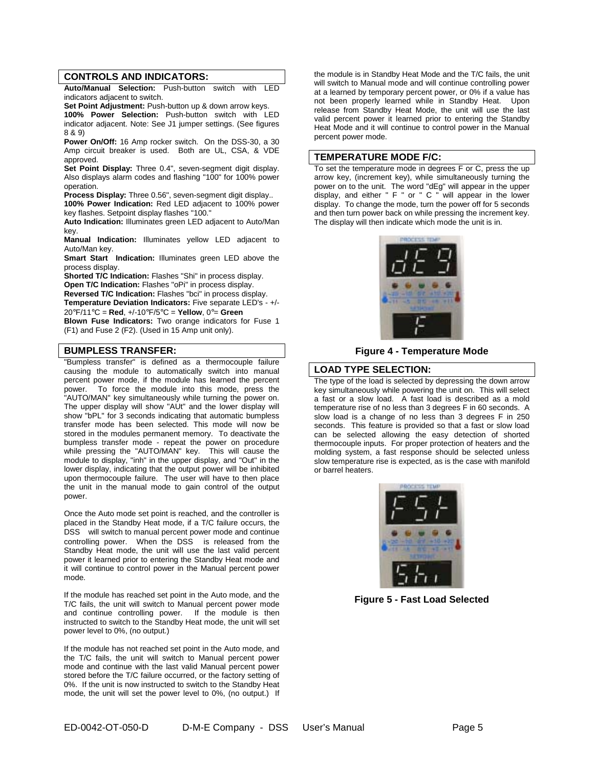## CONTROLS AND INDICATORS:

**Auto/Manual Selection:** Push-button switch with LED indicators adjacent to switch.

**Set Point Adjustment:** Push-button up & down arrow keys.

**100% Power Selection:** Push-button switch with LED indicator adjacent. Note: See J1 jumper settings. (See figures 8 & 9)

**Power On/Off:** 16 Amp rocker switch. On the DSS-30, a 30 Amp circuit breaker is used. Both are UL, CSA, & VDE approved.

**Set Point Display:** Three 0.4", seven-segment digit display. Also displays alarm codes and flashing "100" for 100% power operation.

**Process Display:** Three 0.56", seven-segment digit display..

**100% Power Indication:** Red LED adjacent to 100% power key flashes. Setpoint display flashes "100."

**Auto Indication:** Illuminates green LED adjacent to Auto/Man key.

**Manual Indication:** Illuminates yellow LED adjacent to Auto/Man key.

**Smart Start Indication:** Illuminates green LED above the process display.

**Shorted T/C Indication:** Flashes "Shi" in process display.

**Open T/C Indication:** Flashes "oPi" in process display.

**Reversed T/C Indication:** Flashes "bci" in process display.

**Temperature Deviation Indicators:** Five separate LED's - +/-20°F/11°C = **Red**, +/-10°F/5°C = **Yellow**, 0°= **Green**

**Blown Fuse Indicators:** Two orange indicators for Fuse 1 (F1) and Fuse 2 (F2). (Used in 15 Amp unit only).

## BUMPLESS TRANSFER:

"Bumpless transfer" is defined as a thermocouple failure causing the module to automatically switch into manual percent power mode, if the module has learned the percent power. To force the module into this mode, press the "AUTO/MAN" key simultaneously while turning the power on. The upper display will show "AUt" and the lower display will show "bPL" for 3 seconds indicating that automatic bumpless transfer mode has been selected. This mode will now be stored in the modules permanent memory. To deactivate the bumpless transfer mode - repeat the power on procedure while pressing the "AUTO/MAN" key. This will cause the module to display, "inh" in the upper display, and "Out" in the lower display, indicating that the output power will be inhibited upon thermocouple failure. The user will have to then place the unit in the manual mode to gain control of the output power.

Once the Auto mode set point is reached, and the controller is placed in the Standby Heat mode, if a T/C failure occurs, the DSS will switch to manual percent power mode and continue controlling power. When the DSS is released from the Standby Heat mode, the unit will use the last valid percent power it learned prior to entering the Standby Heat mode and it will continue to control power in the Manual percent power mode.

If the module has reached set point in the Auto mode, and the T/C fails, the unit will switch to Manual percent power mode and continue controlling power. If the module is then instructed to switch to the Standby Heat mode, the unit will set power level to 0%, (no output.)

If the module has not reached set point in the Auto mode, and the T/C fails, the unit will switch to Manual percent power mode and continue with the last valid Manual percent power stored before the T/C failure occurred, or the factory setting of 0%. If the unit is now instructed to switch to the Standby Heat mode, the unit will set the power level to 0%, (no output.) If the module is in Standby Heat Mode and the T/C fails, the unit will switch to Manual mode and will continue controlling power at a learned by temporary percent power, or 0% if a value has not been properly learned while in Standby Heat. Upon release from Standby Heat Mode, the unit will use the last valid percent power it learned prior to entering the Standby Heat Mode and it will continue to control power in the Manual percent power mode.

## TEMPERATURE MODE F/C:

To set the temperature mode in degrees F or C, press the up arrow key, (increment key), while simultaneously turning the power on to the unit. The word "dEg" will appear in the upper display, and either " F " or " C " will appear in the lower display. To change the mode, turn the power off for 5 seconds and then turn power back on while pressing the increment key. The display will then indicate which mode the unit is in.

**Figure 4 - Temperature Mode**

## LOAD TYPE SELECTION:

The type of the load is selected by depressing the down arrow key simultaneously while powering the unit on. This will select a fast or a slow load. A fast load is described as a mold temperature rise of no less than 3 degrees F in 60 seconds. A slow load is a change of no less than 3 degrees F in 250 seconds. This feature is provided so that a fast or slow load can be selected allowing the easy detection of shorted thermocouple inputs. For proper protection of heaters and the molding system, a fast response should be selected unless slow temperature rise is expected, as is the case with manifold or barrel heaters.

**Figure 5 - Fast Load Selected**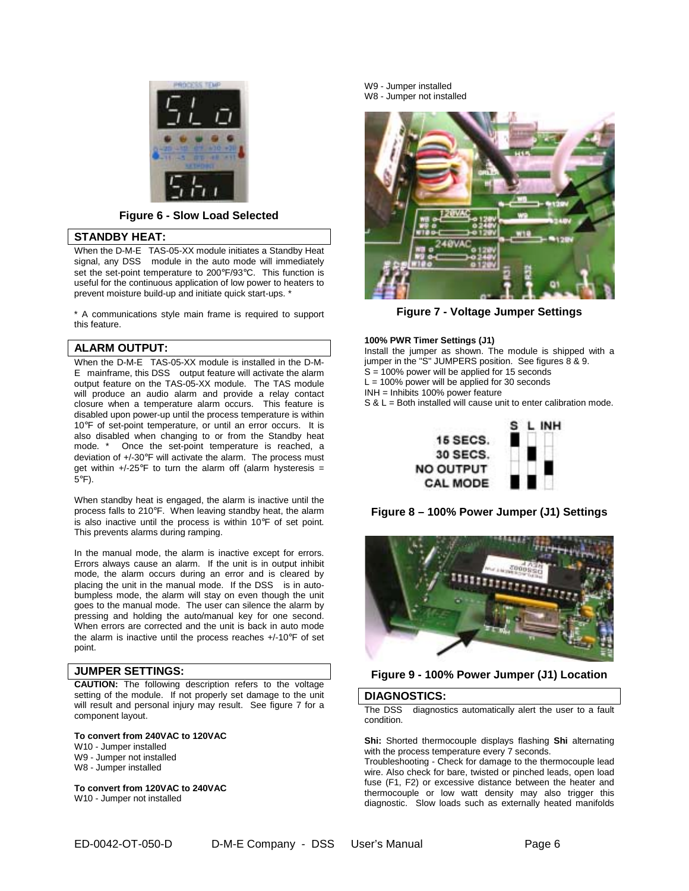Figure 6 - Slow Load Selected

## STANDBY HEAT:

When the D-M-E TAS-05-XX module initiates a Standby Heat signal, any DSS module in the auto mode will immediately set the set-point temperature to 200°F/93°C. This function is useful for the continuous application of low power to heaters to prevent moisture build-up and initiate quick start-ups. *

* A communications style main frame is required to support this feature.

## ALARM OUTPUT:

When the D-M-E TAS-05-XX module is installed in the D-M-E mainframe, this DSS output feature will activate the alarm output feature on the TAS-05-XX module. The TAS module will produce an audio alarm and provide a relay contact closure when a temperature alarm occurs. This feature is disabled upon power-up until the process temperature is within 10°F of set-point temperature, or until an error occurs. It is also disabled when changing to or from the Standby heat mode. * Once the set-point temperature is reached, a deviation of +/-30°F will activate the alarm. The process must get within +/-25°F to turn the alarm off (alarm hysteresis = 5°F).

When standby heat is engaged, the alarm is inactive until the process falls to 210°F. When leaving standby heat, the alarm is also inactive until the process is within 10°F of set point. This prevents alarms during ramping.

In the manual mode, the alarm is inactive except for errors. Errors always cause an alarm. If the unit is in output inhibit mode, the alarm occurs during an error and is cleared by placing the unit in the manual mode. If the DSS is in auto-bumpless mode, the alarm will stay on even though the unit goes to the manual mode. The user can silence the alarm by pressing and holding the auto/manual key for one second. When errors are corrected and the unit is back in auto mode the alarm is inactive until the process reaches +/-10°F of set point.

## JUMPER SETTINGS:

**CAUTION:** The following description refers to the voltage setting of the module. If not properly set damage to the unit will result and personal injury may result. See figure 7 for a component layout.

**To convert from 240VAC to 120VAC**
W10 - Jumper installed
W9 - Jumper not installed
W8 - Jumper installed

**To convert from 120VAC to 240VAC**
W10 - Jumper not installed
W9 - Jumper installed
W8 - Jumper not installed

Figure 7 - Voltage Jumper Settings

**100% PWR Timer Settings (J1)**
Install the jumper as shown. The module is shipped with a jumper in the "S" JUMPERS position. See figures 8 & 9.
S = 100% power will be applied for 15 seconds
L = 100% power will be applied for 30 seconds
INH = Inhibits 100% power feature
S & L = Both installed will cause unit to enter calibration mode.

| | S | L | INH |
|---|---|---|---|
| 15 SECS. | ■ | | |
| 30 SECS. | | ■ | |
| NO OUTPUT | | | ■ |
| CAL MODE | ■ | ■ | |

Figure 8 – 100% Power Jumper (J1) Settings

Figure 9 - 100% Power Jumper (J1) Location

## DIAGNOSTICS:

The DSS diagnostics automatically alert the user to a fault condition.

**Shi:** Shorted thermocouple displays flashing **Shi** alternating with the process temperature every 7 seconds.
Troubleshooting - Check for damage to the thermocouple lead wire. Also check for bare, twisted or pinched leads, open load fuse (F1, F2) or excessive distance between the heater and thermocouple or low watt density may also trigger this diagnostic. Slow loads such as externally heated manifolds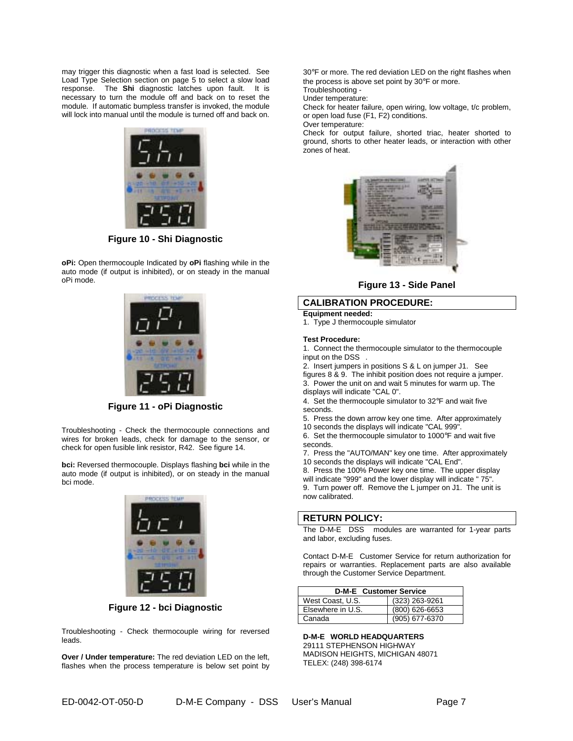may trigger this diagnostic when a fast load is selected. See Load Type Selection section on page 5 to select a slow load response. The **Shi** diagnostic latches upon fault. It is necessary to turn the module off and back on to reset the module. If automatic bumpless transfer is invoked, the module will lock into manual until the module is turned off and back on.

**Figure 10 - Shi Diagnostic**

**oPi:** Open thermocouple Indicated by **oPi** flashing while in the auto mode (if output is inhibited), or on steady in the manual oPi mode.

**Figure 11 - oPi Diagnostic**

Troubleshooting - Check the thermocouple connections and wires for broken leads, check for damage to the sensor, or check for open fusible link resistor, R42. See figure 14.

**bci:** Reversed thermocouple. Displays flashing **bci** while in the auto mode (if output is inhibited), or on steady in the manual bci mode.

**Figure 12 - bci Diagnostic**

Troubleshooting - Check thermocouple wiring for reversed leads.

**Over / Under temperature:** The red deviation LED on the left, flashes when the process temperature is below set point by 30°F or more. The red deviation LED on the right flashes when the process is above set point by 30°F or more.

Troubleshooting -

Under temperature:

Check for heater failure, open wiring, low voltage, t/c problem, or open load fuse (F1, F2) conditions.

Over temperature:

Check for output failure, shorted triac, heater shorted to ground, shorts to other heater leads, or interaction with other zones of heat.

**Figure 13 - Side Panel**

## CALIBRATION PROCEDURE:

**Equipment needed:**

1. Type J thermocouple simulator

**Test Procedure:**

1. Connect the thermocouple simulator to the thermocouple input on the DSS .
2. Insert jumpers in positions S & L on jumper J1. See figures 8 & 9. The inhibit position does not require a jumper.
3. Power the unit on and wait 5 minutes for warm up. The displays will indicate "CAL 0".
4. Set the thermocouple simulator to 32°F and wait five seconds.
5. Press the down arrow key one time. After approximately 10 seconds the displays will indicate "CAL 999".
6. Set the thermocouple simulator to 1000°F and wait five seconds.
7. Press the "AUTO/MAN" key one time. After approximately 10 seconds the displays will indicate "CAL End".
8. Press the 100% Power key one time. The upper display will indicate "999" and the lower display will indicate " 75".
9. Turn power off. Remove the L jumper on J1. The unit is now calibrated.

## RETURN POLICY:

The D-M-E DSS modules are warranted for 1-year parts and labor, excluding fuses.

Contact D-M-E Customer Service for return authorization for repairs or warranties. Replacement parts are also available through the Customer Service Department.

| D-M-E Customer Service | |
|---|---|
| West Coast, U.S. | (323) 263-9261 |
| Elsewhere in U.S. | (800) 626-6653 |
| Canada | (905) 677-6370 |

**D-M-E WORLD HEADQUARTERS**
29111 STEPHENSON HIGHWAY
MADISON HEIGHTS, MICHIGAN 48071
TELEX: (248) 398-6174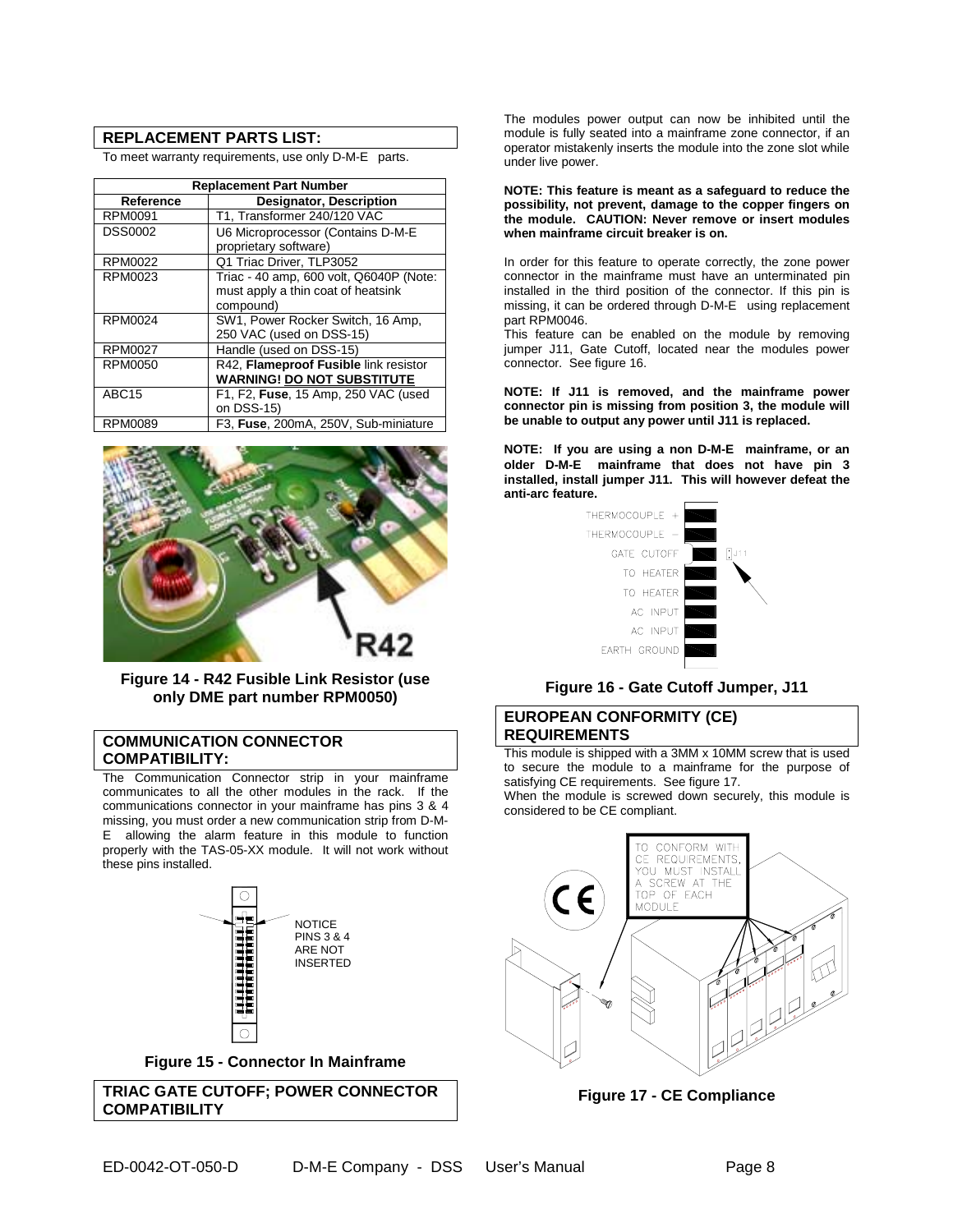## REPLACEMENT PARTS LIST:

To meet warranty requirements, use only D-M-E parts.

| Replacement Part Number | |
|---|---|
| **Reference** | **Designator, Description** |
| RPM0091 | T1, Transformer 240/120 VAC |
| DSS0002 | U6 Microprocessor (Contains D-M-E proprietary software) |
| RPM0022 | Q1 Triac Driver, TLP3052 |
| RPM0023 | Triac - 40 amp, 600 volt, Q6040P (Note: must apply a thin coat of heatsink compound) |
| RPM0024 | SW1, Power Rocker Switch, 16 Amp, 250 VAC (used on DSS-15) |
| RPM0027 | Handle (used on DSS-15) |
| RPM0050 | R42, **Flameproof Fusible** link resistor **WARNING! DO NOT SUBSTITUTE** |
| ABC15 | F1, F2, **Fuse**, 15 Amp, 250 VAC (used on DSS-15) |
| RPM0089 | F3, **Fuse**, 200mA, 250V, Sub-miniature |

**Figure 14 - R42 Fusible Link Resistor (use only DME part number RPM0050)**

## COMMUNICATION CONNECTOR COMPATIBILITY:

The Communication Connector strip in your mainframe communicates to all the other modules in the rack. If the communications connector in your mainframe has pins 3 & 4 missing, you must order a new communication strip from D-M-E allowing the alarm feature in this module to function properly with the TAS-05-XX module. It will not work without these pins installed.

NOTICE PINS 3 & 4 ARE NOT INSERTED

**Figure 15 - Connector In Mainframe**

## TRIAC GATE CUTOFF; POWER CONNECTOR COMPATIBILITY

The modules power output can now be inhibited until the module is fully seated into a mainframe zone connector, if an operator mistakenly inserts the module into the zone slot while under live power.

**NOTE: This feature is meant as a safeguard to reduce the possibility, not prevent, damage to the copper fingers on the module. CAUTION: Never remove or insert modules when mainframe circuit breaker is on.**

In order for this feature to operate correctly, the zone power connector in the mainframe must have an unterminated pin installed in the third position of the connector. If this pin is missing, it can be ordered through D-M-E using replacement part RPM0046.

This feature can be enabled on the module by removing jumper J11, Gate Cutoff, located near the modules power connector. See figure 16.

**NOTE: If J11 is removed, and the mainframe power connector pin is missing from position 3, the module will be unable to output any power until J11 is replaced.**

**NOTE: If you are using a non D-M-E mainframe, or an older D-M-E mainframe that does not have pin 3 installed, install jumper J11. This will however defeat the anti-arc feature.**

THERMOCOUPLE +
THERMOCOUPLE −
GATE CUTOFF — J11
TO HEATER
TO HEATER
AC INPUT
AC INPUT
EARTH GROUND

**Figure 16 - Gate Cutoff Jumper, J11**

## EUROPEAN CONFORMITY (CE) REQUIREMENTS

This module is shipped with a 3MM x 10MM screw that is used to secure the module to a mainframe for the purpose of satisfying CE requirements. See figure 17.

When the module is screwed down securely, this module is considered to be CE compliant.

TO CONFORM WITH CE REQUIREMENTS, YOU MUST INSTALL A SCREW AT THE TOP OF EACH MODULE

**Figure 17 - CE Compliance**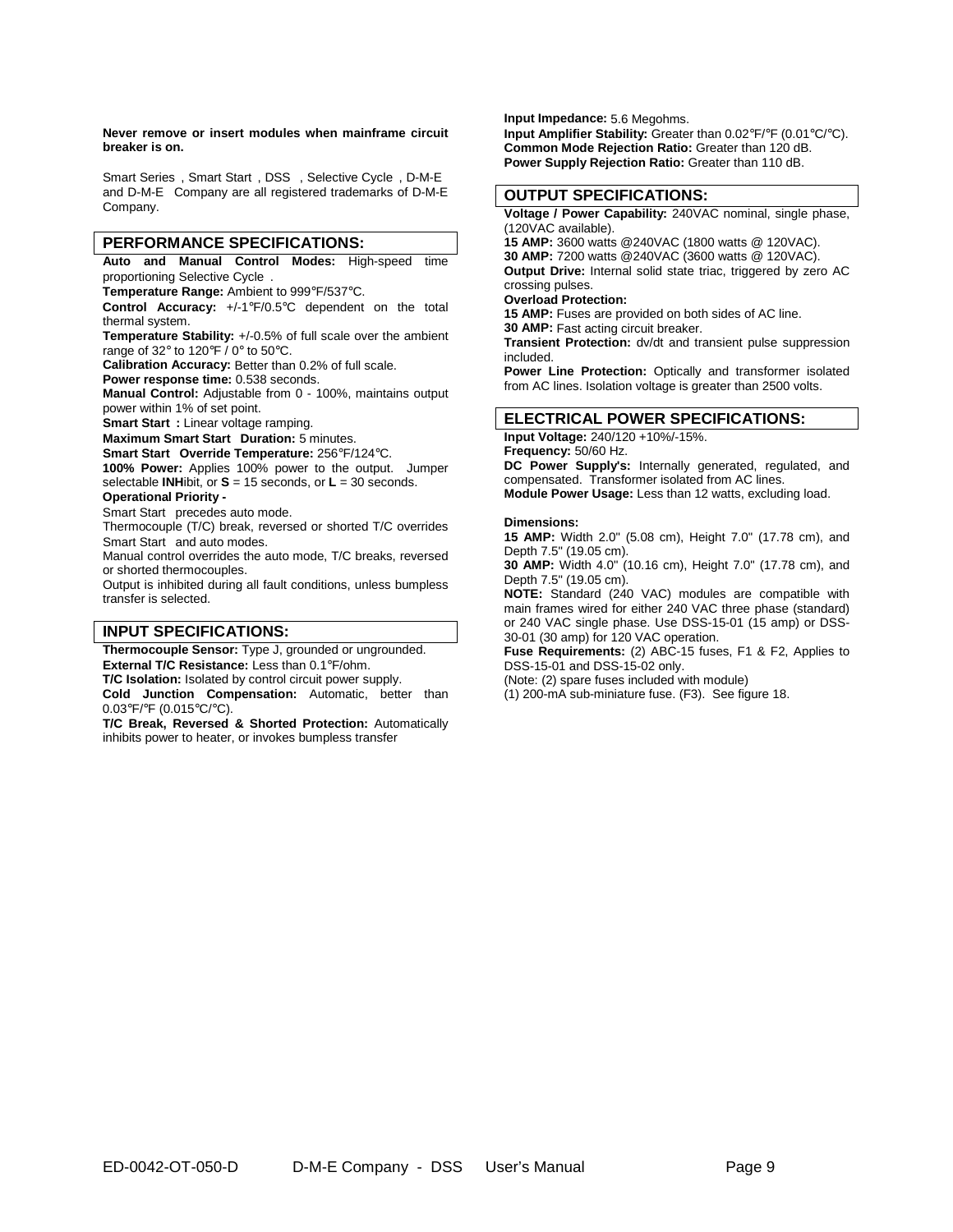**Never remove or insert modules when mainframe circuit breaker is on.**

Smart Series , Smart Start , DSS , Selective Cycle , D-M-E and D-M-E Company are all registered trademarks of D-M-E Company.

## PERFORMANCE SPECIFICATIONS:

**Auto and Manual Control Modes:** High-speed time proportioning Selective Cycle .

**Temperature Range:** Ambient to 999℉/537℃.

**Control Accuracy:** +/-1℉/0.5℃ dependent on the total thermal system.

**Temperature Stability:** +/-0.5% of full scale over the ambient range of 32° to 120℉ / 0° to 50℃.

**Calibration Accuracy:** Better than 0.2% of full scale.

**Power response time:** 0.538 seconds.

**Manual Control:** Adjustable from 0 - 100%, maintains output power within 1% of set point.

**Smart Start :** Linear voltage ramping.

**Maximum Smart Start Duration:** 5 minutes.

**Smart Start Override Temperature:** 256℉/124℃.

**100% Power:** Applies 100% power to the output. Jumper selectable **INH**ibit, or **S** = 15 seconds, or **L** = 30 seconds.

**Operational Priority -**

Smart Start precedes auto mode.

Thermocouple (T/C) break, reversed or shorted T/C overrides Smart Start and auto modes.

Manual control overrides the auto mode, T/C breaks, reversed or shorted thermocouples.

Output is inhibited during all fault conditions, unless bumpless transfer is selected.

## INPUT SPECIFICATIONS:

**Thermocouple Sensor:** Type J, grounded or ungrounded.

**External T/C Resistance:** Less than 0.1℉/ohm.

**T/C Isolation:** Isolated by control circuit power supply.

**Cold Junction Compensation:** Automatic, better than 0.03℉/℉ (0.015℃/℃).

**T/C Break, Reversed & Shorted Protection:** Automatically inhibits power to heater, or invokes bumpless transfer

**Input Impedance:** 5.6 Megohms.

**Input Amplifier Stability:** Greater than 0.02℉/℉ (0.01℃/℃).

**Common Mode Rejection Ratio:** Greater than 120 dB.

**Power Supply Rejection Ratio:** Greater than 110 dB.

## OUTPUT SPECIFICATIONS:

**Voltage / Power Capability:** 240VAC nominal, single phase, (120VAC available).

**15 AMP:** 3600 watts @240VAC (1800 watts @ 120VAC).

**30 AMP:** 7200 watts @240VAC (3600 watts @ 120VAC).

**Output Drive:** Internal solid state triac, triggered by zero AC crossing pulses.

**Overload Protection:**

**15 AMP:** Fuses are provided on both sides of AC line.

**30 AMP:** Fast acting circuit breaker.

**Transient Protection:** dv/dt and transient pulse suppression included.

**Power Line Protection:** Optically and transformer isolated from AC lines. Isolation voltage is greater than 2500 volts.

## ELECTRICAL POWER SPECIFICATIONS:

**Input Voltage:** 240/120 +10%/-15%.

**Frequency:** 50/60 Hz.

**DC Power Supply's:** Internally generated, regulated, and compensated. Transformer isolated from AC lines.

**Module Power Usage:** Less than 12 watts, excluding load.

**Dimensions:**

**15 AMP:** Width 2.0" (5.08 cm), Height 7.0" (17.78 cm), and Depth 7.5" (19.05 cm).

**30 AMP:** Width 4.0" (10.16 cm), Height 7.0" (17.78 cm), and Depth 7.5" (19.05 cm).

**NOTE:** Standard (240 VAC) modules are compatible with main frames wired for either 240 VAC three phase (standard) or 240 VAC single phase. Use DSS-15-01 (15 amp) or DSS-30-01 (30 amp) for 120 VAC operation.

**Fuse Requirements:** (2) ABC-15 fuses, F1 & F2, Applies to DSS-15-01 and DSS-15-02 only.

(Note: (2) spare fuses included with module)

(1) 200-mA sub-miniature fuse. (F3). See figure 18.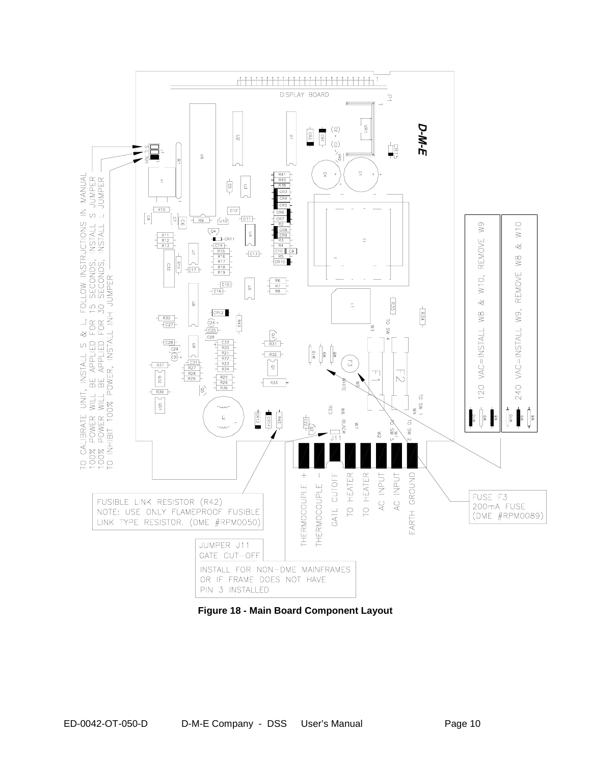TO CALIBRATE UNIT, INSTALL S & L, FOLLOW INSTRUCTIONS IN MANUAL
100% POWER WILL BE APPLIED FOR 15 SECONDS, INSTALL S JUMPER
100% POWER WILL BE APPLIED FOR 30 SECONDS, INSTALL L JUMPER
TO INHIBIT 100% POWER, INSTALL INH JUMPER

120 VAC=INSTALL W8 & W10, REMOVE W9

240 VAC=INSTALL W9, REMOVE W8 & W10

FUSIBLE LINK RESISTOR (R42)
NOTE: USE ONLY FLAMEPROOF FUSIBLE LINK TYPE RESISTOR. (DME #RPM0050)

JUMPER J11
GATE CUT-OFF

INSTALL FOR NON-DME MAINFRAMES OR IF FRAME DOES NOT HAVE PIN 3 INSTALLED

FUSE F3
200mA FUSE
(DME #RPM0089)

THERMOCOUPLE +
THERMOCOUPLE −
GATE CUTOFF
TO HEATER
TO HEATER
AC INPUT
AC INPUT
EARTH GROUND

**Figure 18 - Main Board Component Layout**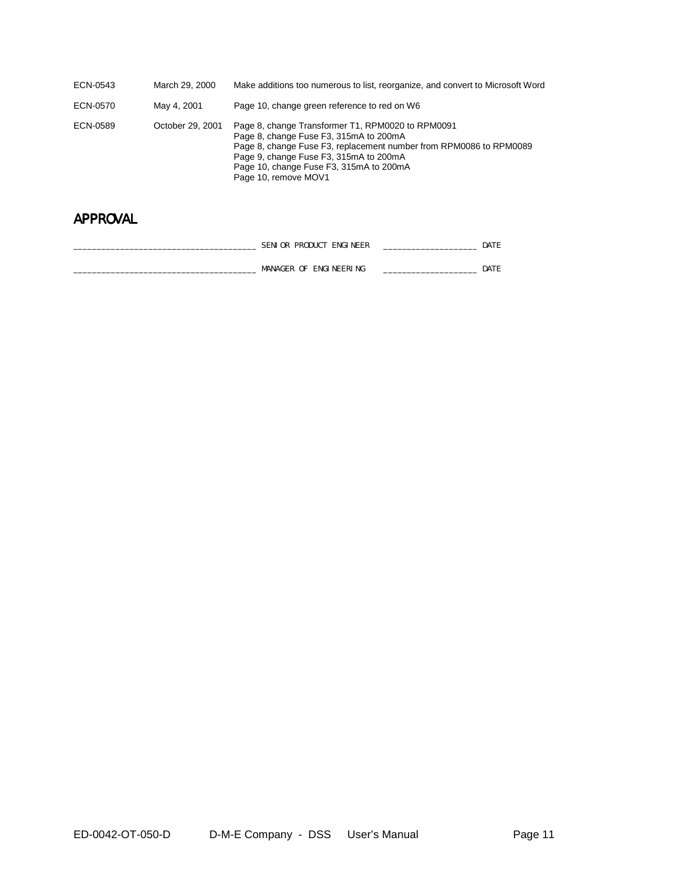| | | |
|---|---|---|
| ECN-0543 | March 29, 2000 | Make additions too numerous to list, reorganize, and convert to Microsoft Word |
| ECN-0570 | May 4, 2001 | Page 10, change green reference to red on W6 |
| ECN-0589 | October 29, 2001 | Page 8, change Transformer T1, RPM0020 to RPM0091<br>Page 8, change Fuse F3, 315mA to 200mA<br>Page 8, change Fuse F3, replacement number from RPM0086 to RPM0089<br>Page 9, change Fuse F3, 315mA to 200mA<br>Page 10, change Fuse F3, 315mA to 200mA<br>Page 10, remove MOV1 |

## APPROVAL

_____________________________________ SENIOR PRODUCT ENGINEER ___________________ DATE

_____________________________________ MANAGER OF ENGINEERING ___________________ DATE